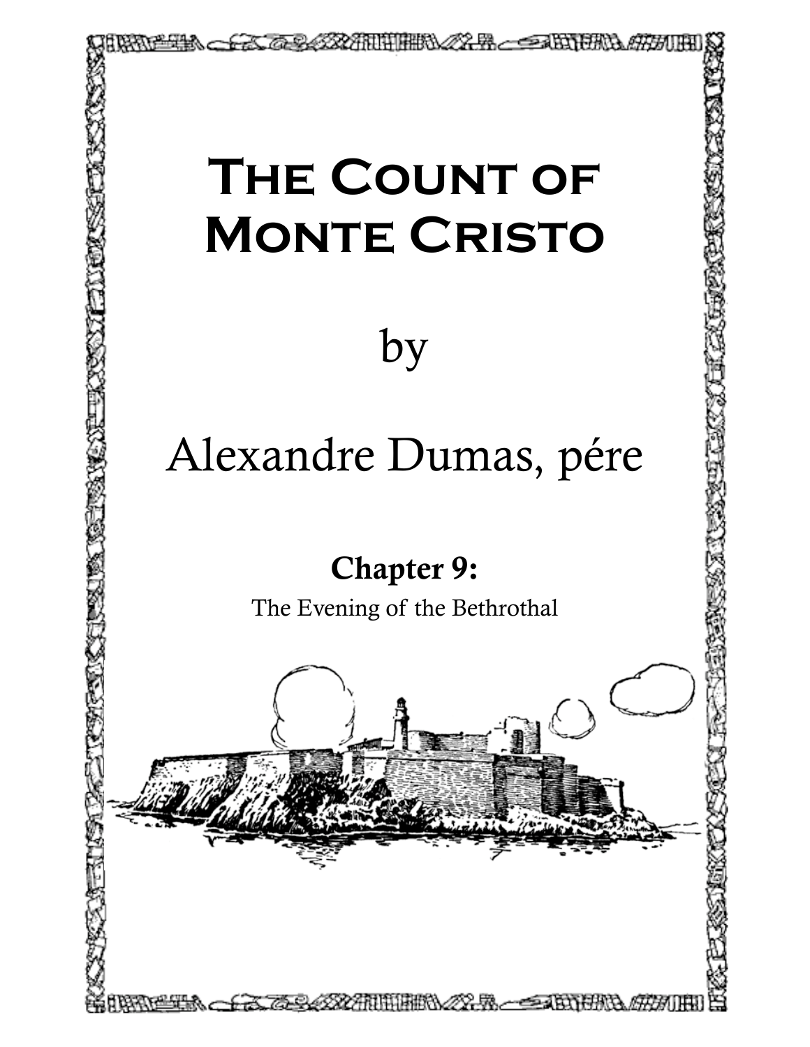# The Count of Monte Cristo

by

Alexandre Dumas, pére

**Chapter 9:**

The Evening of the Bethrothal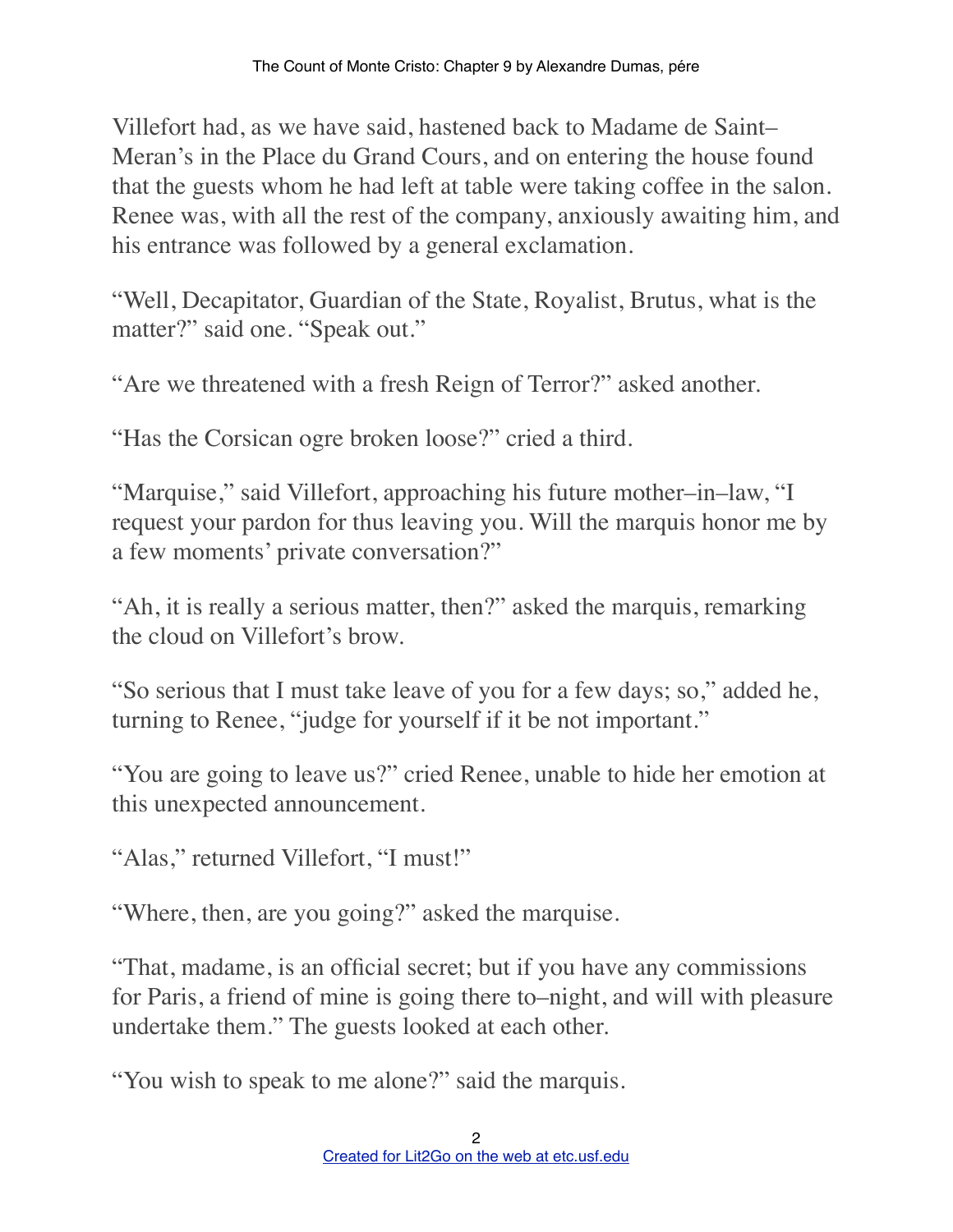Villefort had, as we have said, hastened back to Madame de Saint–Meran's in the Place du Grand Cours, and on entering the house found that the guests whom he had left at table were taking coffee in the salon. Renee was, with all the rest of the company, anxiously awaiting him, and his entrance was followed by a general exclamation.

"Well, Decapitator, Guardian of the State, Royalist, Brutus, what is the matter?" said one. "Speak out."

"Are we threatened with a fresh Reign of Terror?" asked another.

"Has the Corsican ogre broken loose?" cried a third.

"Marquise," said Villefort, approaching his future mother–in–law, "I request your pardon for thus leaving you. Will the marquis honor me by a few moments' private conversation?"

"Ah, it is really a serious matter, then?" asked the marquis, remarking the cloud on Villefort's brow.

"So serious that I must take leave of you for a few days; so," added he, turning to Renee, "judge for yourself if it be not important."

"You are going to leave us?" cried Renee, unable to hide her emotion at this unexpected announcement.

"Alas," returned Villefort, "I must!"

"Where, then, are you going?" asked the marquise.

"That, madame, is an official secret; but if you have any commissions for Paris, a friend of mine is going there to–night, and will with pleasure undertake them." The guests looked at each other.

"You wish to speak to me alone?" said the marquis.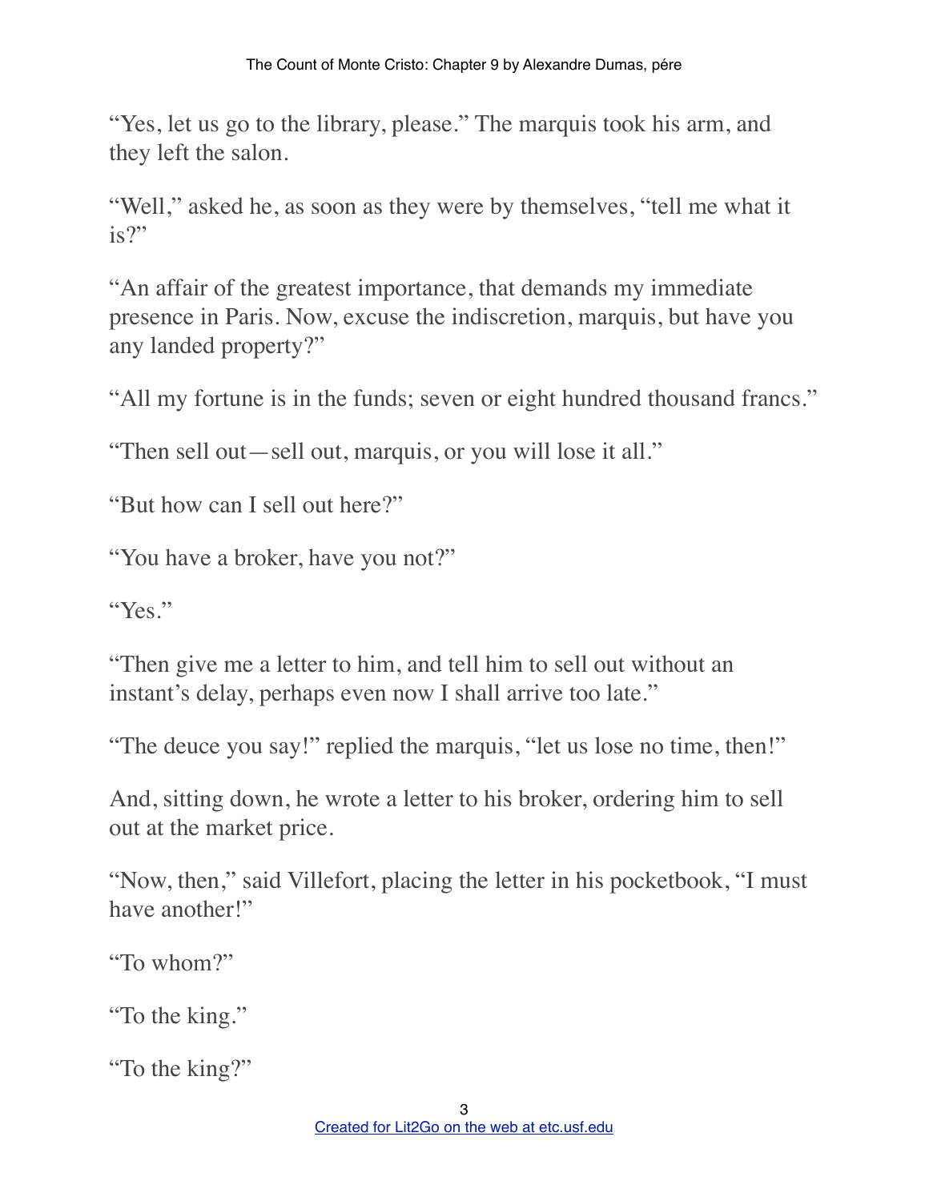"Yes, let us go to the library, please." The marquis took his arm, and they left the salon.

"Well," asked he, as soon as they were by themselves, "tell me what it is?"

"An affair of the greatest importance, that demands my immediate presence in Paris. Now, excuse the indiscretion, marquis, but have you any landed property?"

"All my fortune is in the funds; seven or eight hundred thousand francs."

"Then sell out—sell out, marquis, or you will lose it all."

"But how can I sell out here?"

"You have a broker, have you not?"

"Yes."

"Then give me a letter to him, and tell him to sell out without an instant's delay, perhaps even now I shall arrive too late."

"The deuce you say!" replied the marquis, "let us lose no time, then!"

And, sitting down, he wrote a letter to his broker, ordering him to sell out at the market price.

"Now, then," said Villefort, placing the letter in his pocketbook, "I must have another!"

"To whom?"

"To the king."

"To the king?"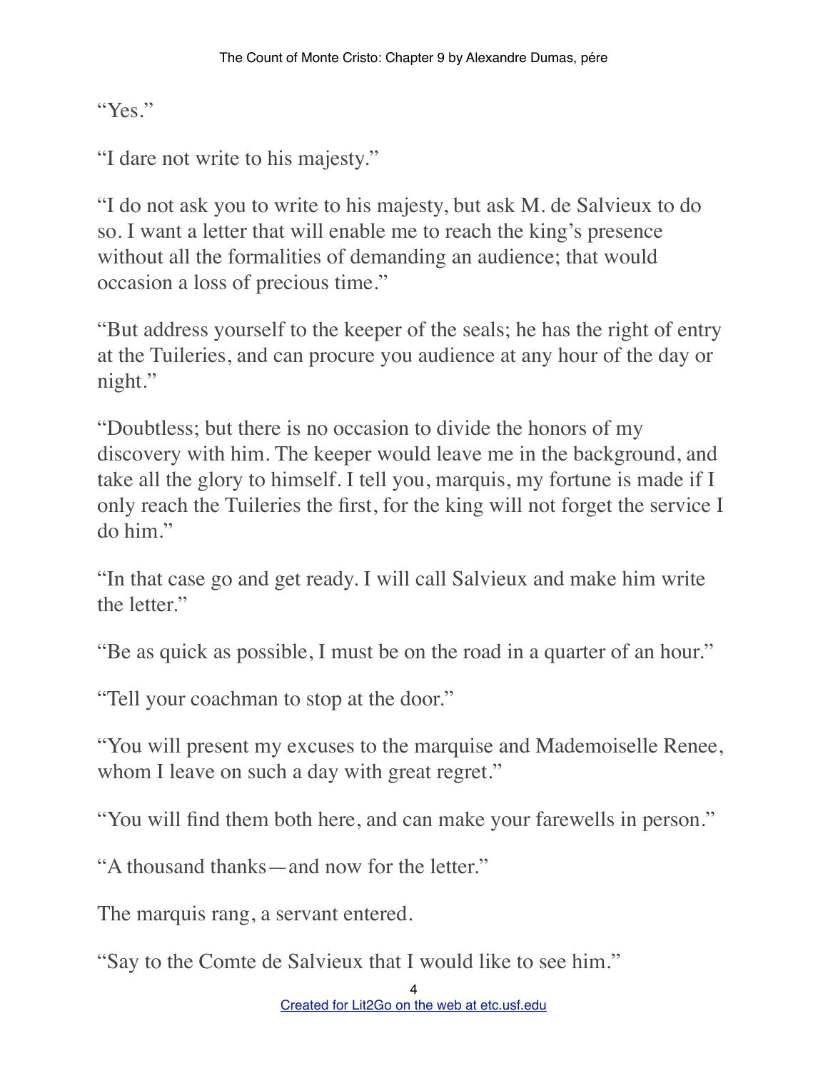"Yes."

"I dare not write to his majesty."

"I do not ask you to write to his majesty, but ask M. de Salvieux to do so. I want a letter that will enable me to reach the king's presence without all the formalities of demanding an audience; that would occasion a loss of precious time."

"But address yourself to the keeper of the seals; he has the right of entry at the Tuileries, and can procure you audience at any hour of the day or night."

"Doubtless; but there is no occasion to divide the honors of my discovery with him. The keeper would leave me in the background, and take all the glory to himself. I tell you, marquis, my fortune is made if I only reach the Tuileries the first, for the king will not forget the service I do him."

"In that case go and get ready. I will call Salvieux and make him write the letter."

"Be as quick as possible, I must be on the road in a quarter of an hour."

"Tell your coachman to stop at the door."

"You will present my excuses to the marquise and Mademoiselle Renee, whom I leave on such a day with great regret."

"You will find them both here, and can make your farewells in person."

"A thousand thanks—and now for the letter."

The marquis rang, a servant entered.

"Say to the Comte de Salvieux that I would like to see him."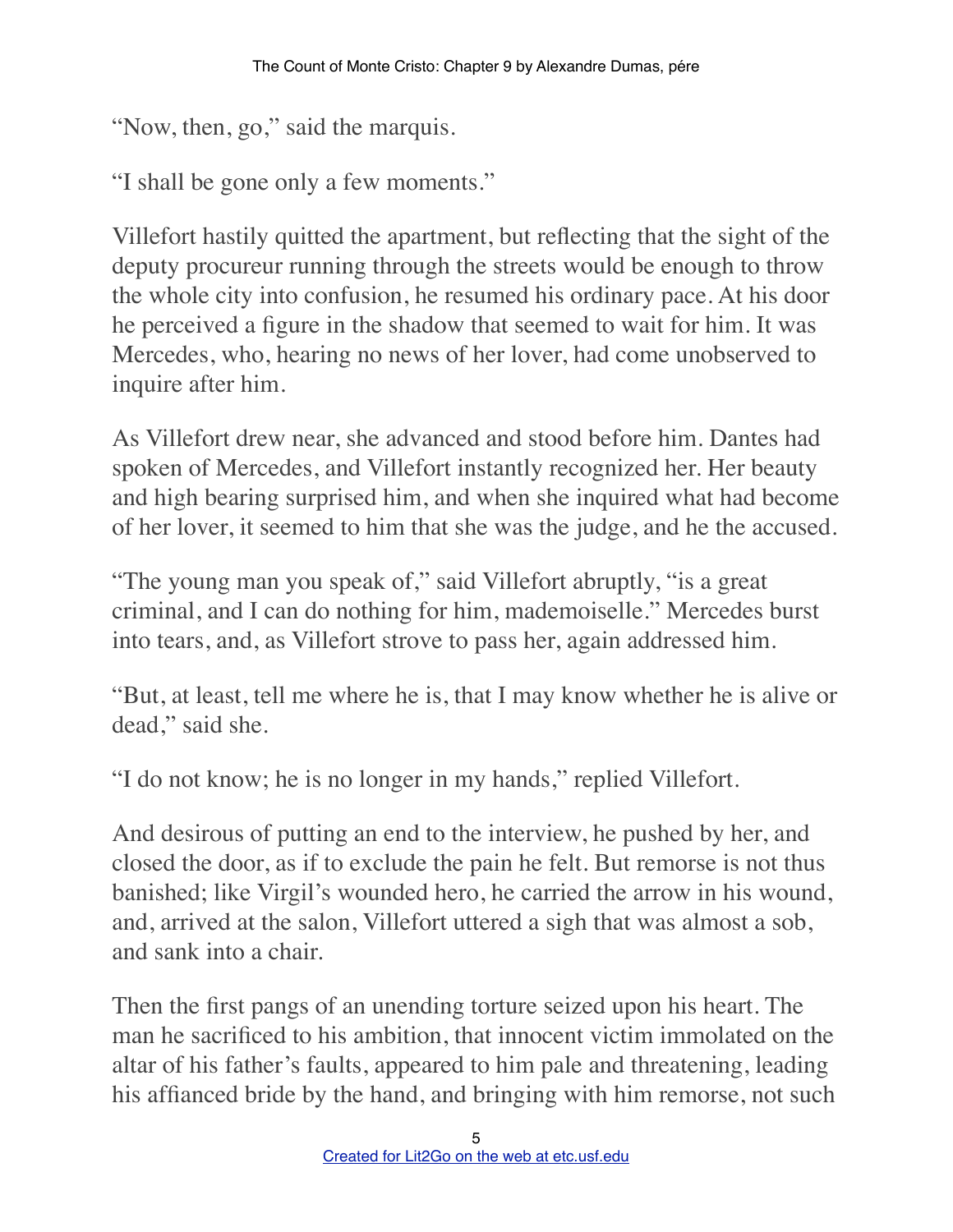"Now, then, go," said the marquis.

"I shall be gone only a few moments."

Villefort hastily quitted the apartment, but reflecting that the sight of the deputy procureur running through the streets would be enough to throw the whole city into confusion, he resumed his ordinary pace. At his door he perceived a figure in the shadow that seemed to wait for him. It was Mercedes, who, hearing no news of her lover, had come unobserved to inquire after him.

As Villefort drew near, she advanced and stood before him. Dantes had spoken of Mercedes, and Villefort instantly recognized her. Her beauty and high bearing surprised him, and when she inquired what had become of her lover, it seemed to him that she was the judge, and he the accused.

"The young man you speak of," said Villefort abruptly, "is a great criminal, and I can do nothing for him, mademoiselle." Mercedes burst into tears, and, as Villefort strove to pass her, again addressed him.

"But, at least, tell me where he is, that I may know whether he is alive or dead," said she.

"I do not know; he is no longer in my hands," replied Villefort.

And desirous of putting an end to the interview, he pushed by her, and closed the door, as if to exclude the pain he felt. But remorse is not thus banished; like Virgil's wounded hero, he carried the arrow in his wound, and, arrived at the salon, Villefort uttered a sigh that was almost a sob, and sank into a chair.

Then the first pangs of an unending torture seized upon his heart. The man he sacrificed to his ambition, that innocent victim immolated on the altar of his father's faults, appeared to him pale and threatening, leading his affianced bride by the hand, and bringing with him remorse, not such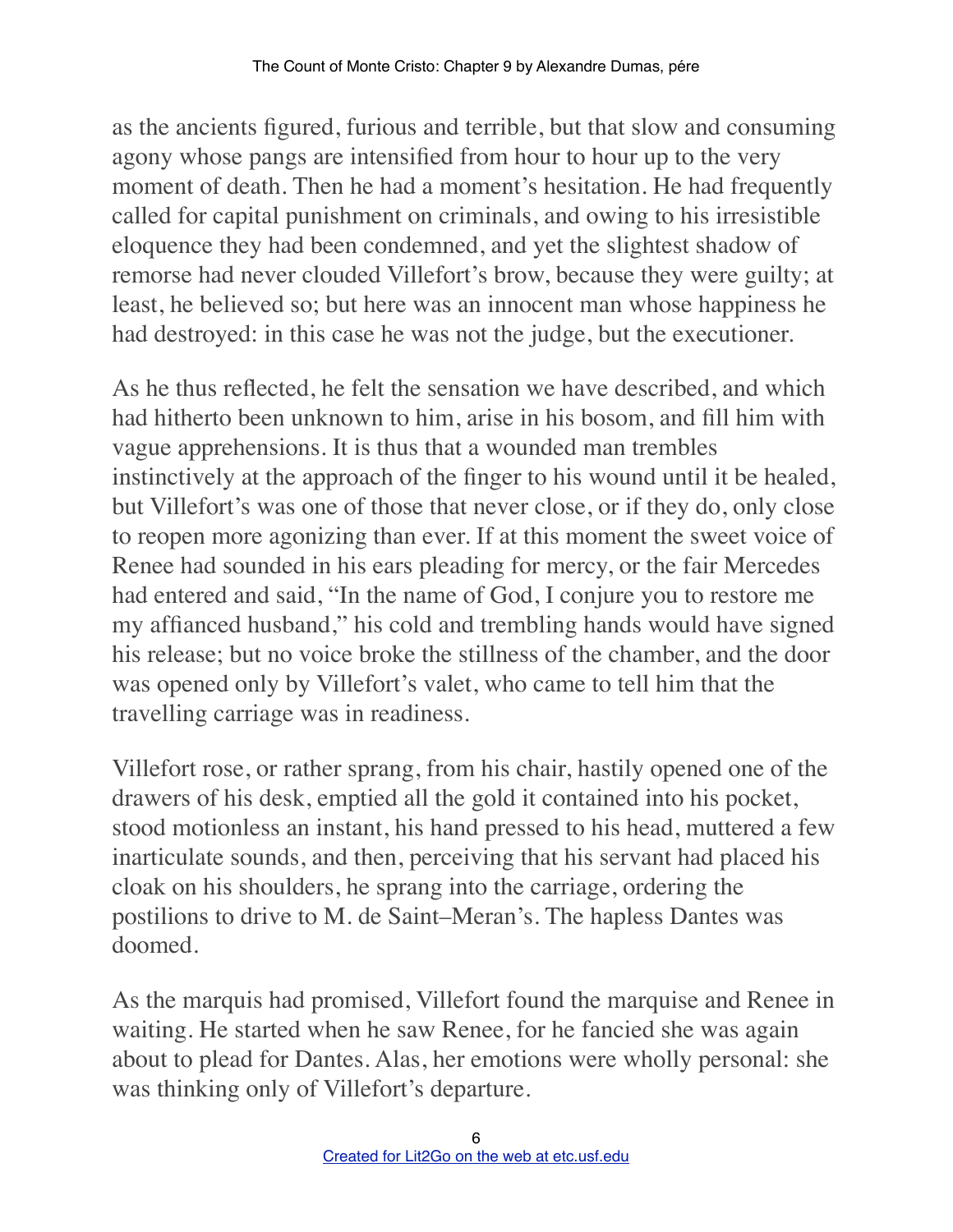as the ancients figured, furious and terrible, but that slow and consuming agony whose pangs are intensified from hour to hour up to the very moment of death. Then he had a moment's hesitation. He had frequently called for capital punishment on criminals, and owing to his irresistible eloquence they had been condemned, and yet the slightest shadow of remorse had never clouded Villefort's brow, because they were guilty; at least, he believed so; but here was an innocent man whose happiness he had destroyed: in this case he was not the judge, but the executioner.

As he thus reflected, he felt the sensation we have described, and which had hitherto been unknown to him, arise in his bosom, and fill him with vague apprehensions. It is thus that a wounded man trembles instinctively at the approach of the finger to his wound until it be healed, but Villefort's was one of those that never close, or if they do, only close to reopen more agonizing than ever. If at this moment the sweet voice of Renee had sounded in his ears pleading for mercy, or the fair Mercedes had entered and said, "In the name of God, I conjure you to restore me my affianced husband," his cold and trembling hands would have signed his release; but no voice broke the stillness of the chamber, and the door was opened only by Villefort's valet, who came to tell him that the travelling carriage was in readiness.

Villefort rose, or rather sprang, from his chair, hastily opened one of the drawers of his desk, emptied all the gold it contained into his pocket, stood motionless an instant, his hand pressed to his head, muttered a few inarticulate sounds, and then, perceiving that his servant had placed his cloak on his shoulders, he sprang into the carriage, ordering the postilions to drive to M. de Saint–Meran's. The hapless Dantes was doomed.

As the marquis had promised, Villefort found the marquise and Renee in waiting. He started when he saw Renee, for he fancied she was again about to plead for Dantes. Alas, her emotions were wholly personal: she was thinking only of Villefort's departure.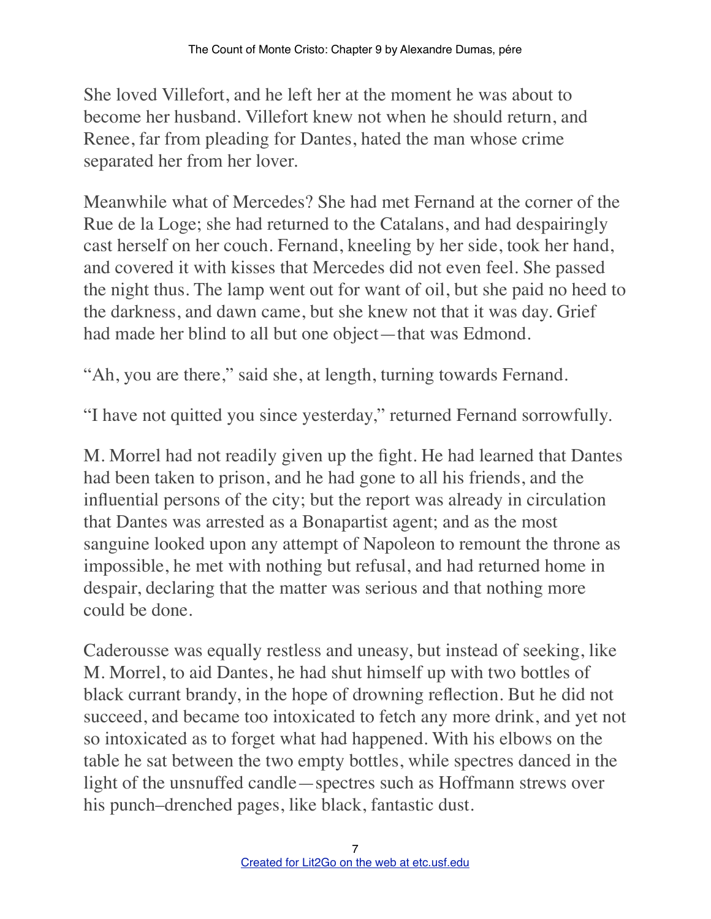She loved Villefort, and he left her at the moment he was about to become her husband. Villefort knew not when he should return, and Renee, far from pleading for Dantes, hated the man whose crime separated her from her lover.

Meanwhile what of Mercedes? She had met Fernand at the corner of the Rue de la Loge; she had returned to the Catalans, and had despairingly cast herself on her couch. Fernand, kneeling by her side, took her hand, and covered it with kisses that Mercedes did not even feel. She passed the night thus. The lamp went out for want of oil, but she paid no heed to the darkness, and dawn came, but she knew not that it was day. Grief had made her blind to all but one object—that was Edmond.

"Ah, you are there," said she, at length, turning towards Fernand.

"I have not quitted you since yesterday," returned Fernand sorrowfully.

M. Morrel had not readily given up the fight. He had learned that Dantes had been taken to prison, and he had gone to all his friends, and the influential persons of the city; but the report was already in circulation that Dantes was arrested as a Bonapartist agent; and as the most sanguine looked upon any attempt of Napoleon to remount the throne as impossible, he met with nothing but refusal, and had returned home in despair, declaring that the matter was serious and that nothing more could be done.

Caderousse was equally restless and uneasy, but instead of seeking, like M. Morrel, to aid Dantes, he had shut himself up with two bottles of black currant brandy, in the hope of drowning reflection. But he did not succeed, and became too intoxicated to fetch any more drink, and yet not so intoxicated as to forget what had happened. With his elbows on the table he sat between the two empty bottles, while spectres danced in the light of the unsnuffed candle—spectres such as Hoffmann strews over his punch–drenched pages, like black, fantastic dust.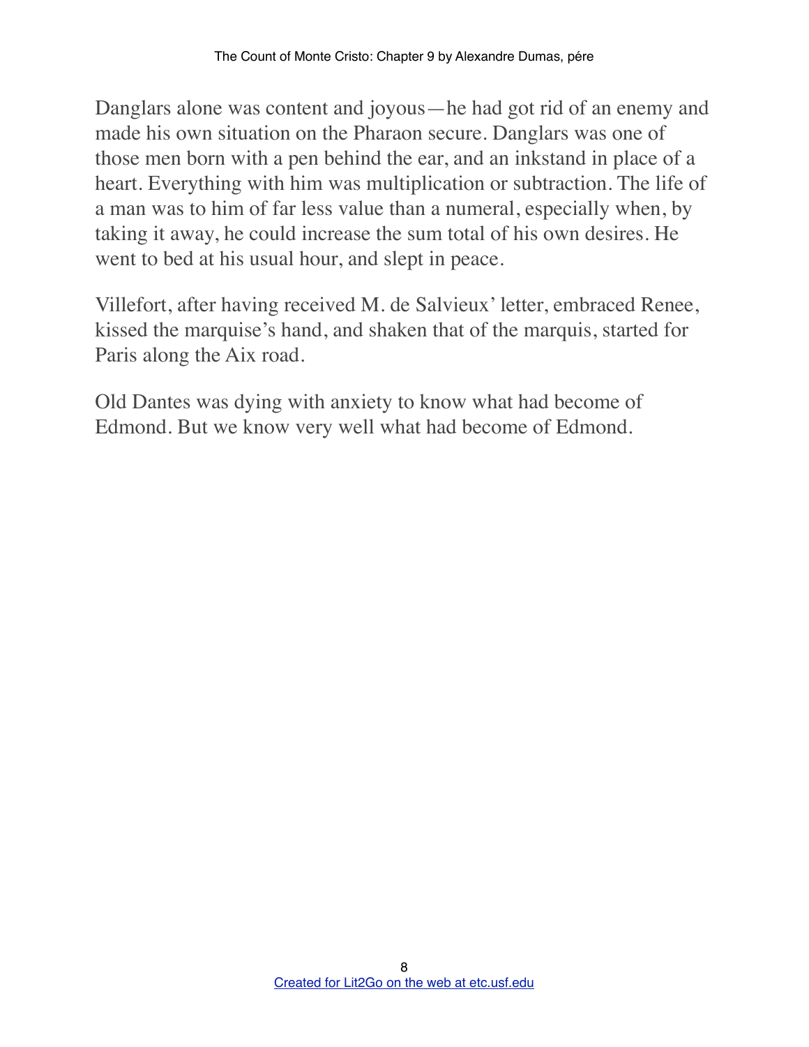Danglars alone was content and joyous—he had got rid of an enemy and made his own situation on the Pharaon secure. Danglars was one of those men born with a pen behind the ear, and an inkstand in place of a heart. Everything with him was multiplication or subtraction. The life of a man was to him of far less value than a numeral, especially when, by taking it away, he could increase the sum total of his own desires. He went to bed at his usual hour, and slept in peace.

Villefort, after having received M. de Salvieux' letter, embraced Renee, kissed the marquise's hand, and shaken that of the marquis, started for Paris along the Aix road.

Old Dantes was dying with anxiety to know what had become of Edmond. But we know very well what had become of Edmond.